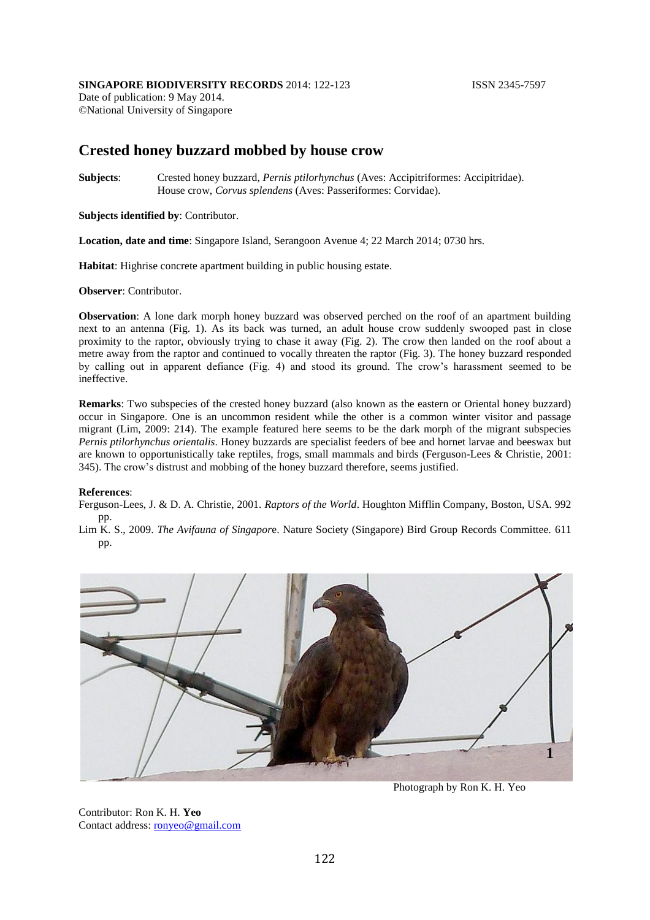**SINGAPORE BIODIVERSITY RECORDS** 2014: 122-123 ISSN 2345-7597

Date of publication: 9 May 2014.
©National University of Singapore

# Crested honey buzzard mobbed by house crow

**Subjects**: Crested honey buzzard, *Pernis ptilorhynchus* (Aves: Accipitriformes: Accipitridae). House crow, *Corvus splendens* (Aves: Passeriformes: Corvidae).

**Subjects identified by**: Contributor.

**Location, date and time**: Singapore Island, Serangoon Avenue 4; 22 March 2014; 0730 hrs.

**Habitat**: Highrise concrete apartment building in public housing estate.

**Observer**: Contributor.

**Observation**: A lone dark morph honey buzzard was observed perched on the roof of an apartment building next to an antenna (Fig. 1). As its back was turned, an adult house crow suddenly swooped past in close proximity to the raptor, obviously trying to chase it away (Fig. 2). The crow then landed on the roof about a metre away from the raptor and continued to vocally threaten the raptor (Fig. 3). The honey buzzard responded by calling out in apparent defiance (Fig. 4) and stood its ground. The crow's harassment seemed to be ineffective.

**Remarks**: Two subspecies of the crested honey buzzard (also known as the eastern or Oriental honey buzzard) occur in Singapore. One is an uncommon resident while the other is a common winter visitor and passage migrant (Lim, 2009: 214). The example featured here seems to be the dark morph of the migrant subspecies *Pernis ptilorhynchus orientalis*. Honey buzzards are specialist feeders of bee and hornet larvae and beeswax but are known to opportunistically take reptiles, frogs, small mammals and birds (Ferguson-Lees & Christie, 2001: 345). The crow's distrust and mobbing of the honey buzzard therefore, seems justified.

**References**:

Ferguson-Lees, J. & D. A. Christie, 2001. *Raptors of the World*. Houghton Mifflin Company, Boston, USA. 992 pp.

Lim K. S., 2009. *The Avifauna of Singapore*. Nature Society (Singapore) Bird Group Records Committee. 611 pp.

1

Photograph by Ron K. H. Yeo

Contributor: Ron K. H. **Yeo**
Contact address: ronyeo@gmail.com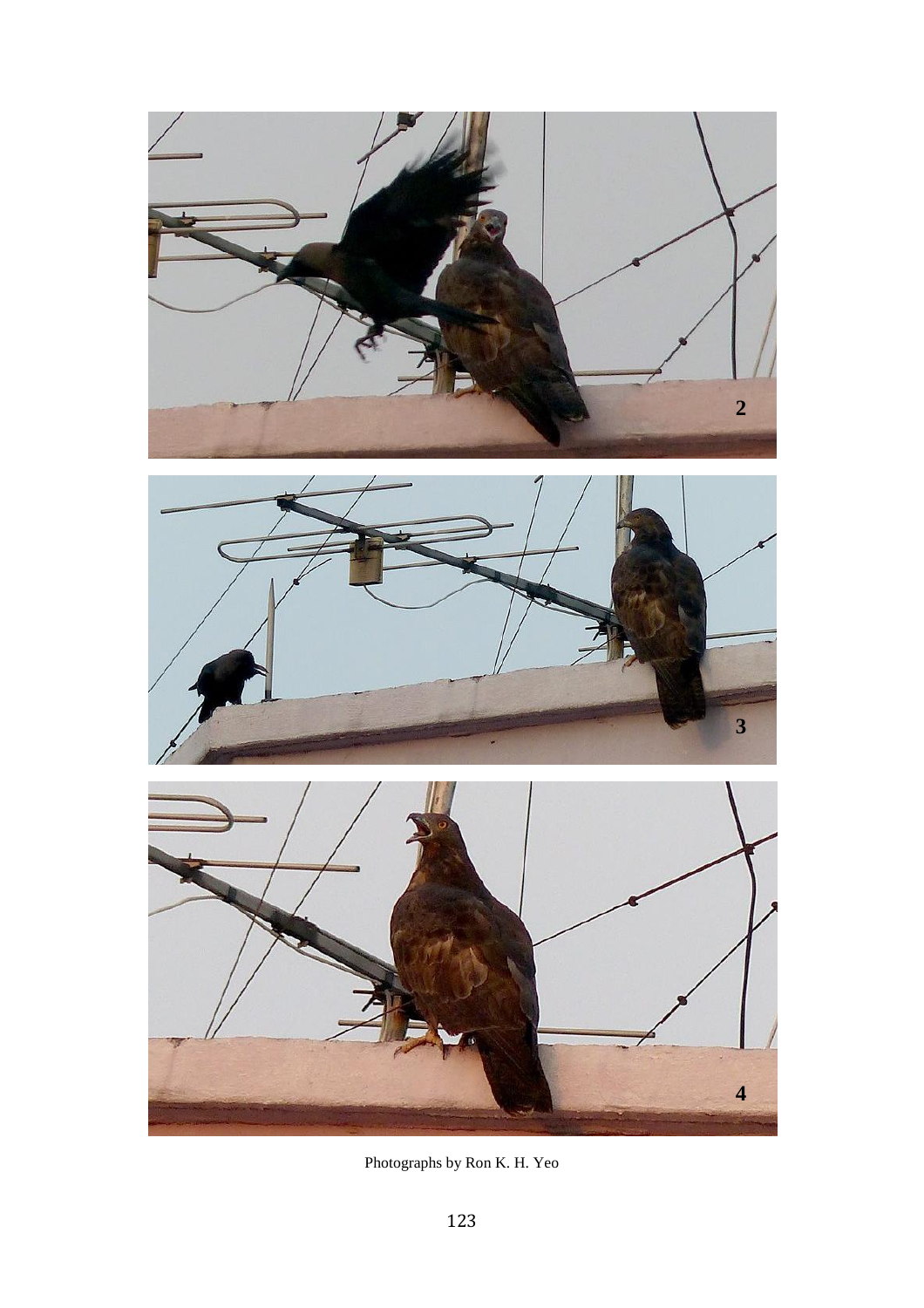Photographs by Ron K. H. Yeo